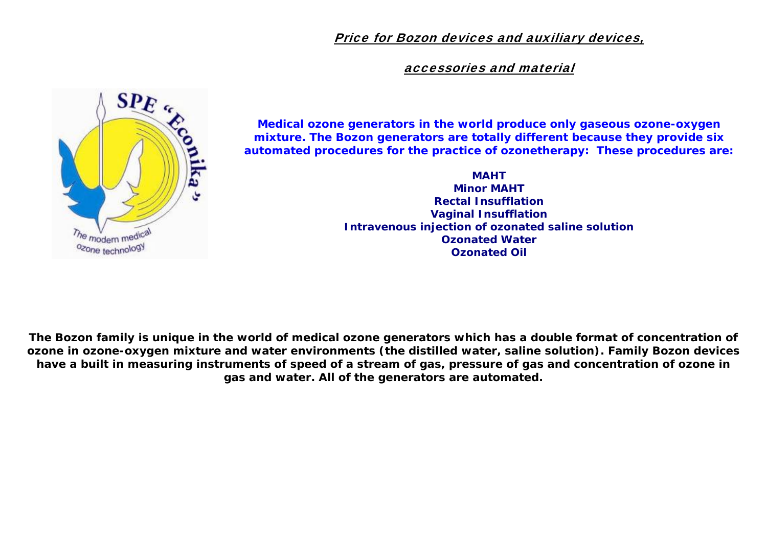# *Price for Bozon devices and auxiliary devices,*

# *accessories and material*

SPE "Econika"

The modern medical ozone technology

**Medical ozone generators in the world produce only gaseous ozone-oxygen mixture. The Bozon generators are totally different because they provide six automated procedures for the practice of ozonetherapy: These procedures are:**

**MAHT**
**Minor MAHT**
**Rectal Insufflation**
**Vaginal Insufflation**
**Intravenous injection of ozonated saline solution**
**Ozonated Water**
**Ozonated Oil**

**The Bozon family is unique in the world of medical ozone generators which has a double format of concentration of ozone in ozone-oxygen mixture and water environments (the distilled water, saline solution). Family Bozon devices have a built in measuring instruments of speed of a stream of gas, pressure of gas and concentration of ozone in gas and water. All of the generators are automated.**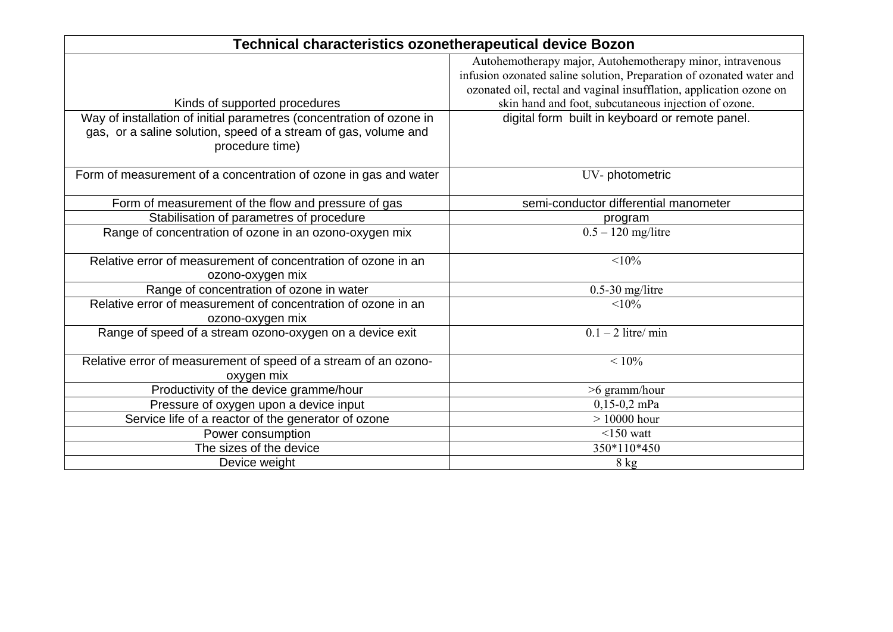| Technical characteristics ozonetherapeutical device Bozon | |
|---|---|
| Kinds of supported procedures | Autohemotherapy major, Autohemotherapy minor, intravenous infusion ozonated saline solution, Preparation of ozonated water and ozonated oil, rectal and vaginal insufflation, application ozone on skin hand and foot, subcutaneous injection of ozone. |
| Way of installation of initial parametres (concentration of ozone in gas, or a saline solution, speed of a stream of gas, volume and procedure time) | digital form built in keyboard or remote panel. |
| Form of measurement of a concentration of ozone in gas and water | UV- photometric |
| Form of measurement of the flow and pressure of gas | semi-conductor differential manometer |
| Stabilisation of parametres of procedure | program |
| Range of concentration of ozone in an ozono-oxygen mix | 0.5 – 120 mg/litre |
| Relative error of measurement of concentration of ozone in an ozono-oxygen mix | <10% |
| Range of concentration of ozone in water | 0.5-30 mg/litre |
| Relative error of measurement of concentration of ozone in an ozono-oxygen mix | <10% |
| Range of speed of a stream ozono-oxygen on a device exit | 0.1 – 2 litre/ min |
| Relative error of measurement of speed of a stream of an ozono-oxygen mix | < 10% |
| Productivity of the device gramme/hour | >6 gramm/hour |
| Pressure of oxygen upon a device input | 0,15-0,2 mPa |
| Service life of a reactor of the generator of ozone | > 10000 hour |
| Power consumption | <150 watt |
| The sizes of the device | 350*110*450 |
| Device weight | 8 kg |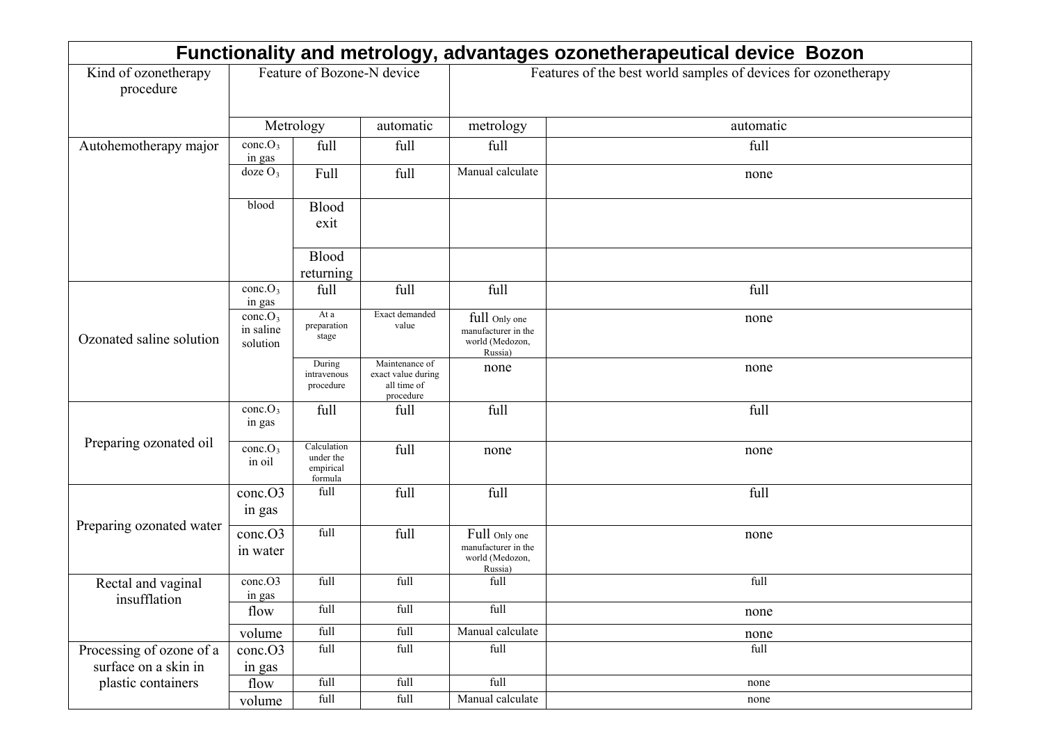| Functionality and metrology, advantages ozonetherapeutical device Bozon | | | | | |
|---|---|---|---|---|---|
| Kind of ozonetherapy procedure | Feature of Bozone-N device | | | Features of the best world samples of devices for ozonetherapy | |
| | Metrology | | automatic | metrology | automatic |
| Autohemotherapy major | conc.$O_3$ in gas | full | full | full | full |
| | doze $O_3$ | Full | full | Manual calculate | none |
| | blood | Blood exit | | | |
| | | Blood returning | | | |
| Ozonated saline solution | conc.$O_3$ in gas | full | full | full | full |
| | conc.$O_3$ in saline solution | At a preparation stage | Exact demanded value | full Only one manufacturer in the world (Medozon, Russia) | none |
| | | During intravenous procedure | Maintenance of exact value during all time of procedure | none | none |
| Preparing ozonated oil | conc.$O_3$ in gas | full | full | full | full |
| | conc.$O_3$ in oil | Calculation under the empirical formula | full | none | none |
| Preparing ozonated water | conc.O3 in gas | full | full | full | full |
| | conc.O3 in water | full | full | Full Only one manufacturer in the world (Medozon, Russia) | none |
| Rectal and vaginal insufflation | conc.O3 in gas | full | full | full | full |
| | flow | full | full | full | none |
| | volume | full | full | Manual calculate | none |
| Processing of ozone of a surface on a skin in plastic containers | conc.O3 in gas | full | full | full | full |
| | flow | full | full | full | none |
| | volume | full | full | Manual calculate | none |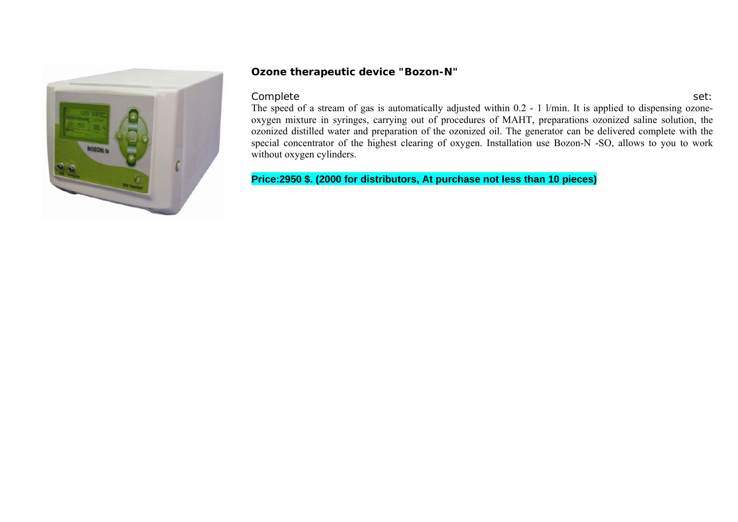**Ozone therapeutic device "Bozon-N"**

Complete set:

The speed of a stream of gas is automatically adjusted within 0.2 - 1 l/min. It is applied to dispensing ozone-oxygen mixture in syringes, carrying out of procedures of MAHT, preparations ozonized saline solution, the ozonized distilled water and preparation of the ozonized oil. The generator can be delivered complete with the special concentrator of the highest clearing of oxygen. Installation use Bozon-N -SO, allows to you to work without oxygen cylinders.

**Price:2950 $. (2000 for distributors, At purchase not less than 10 pieces)**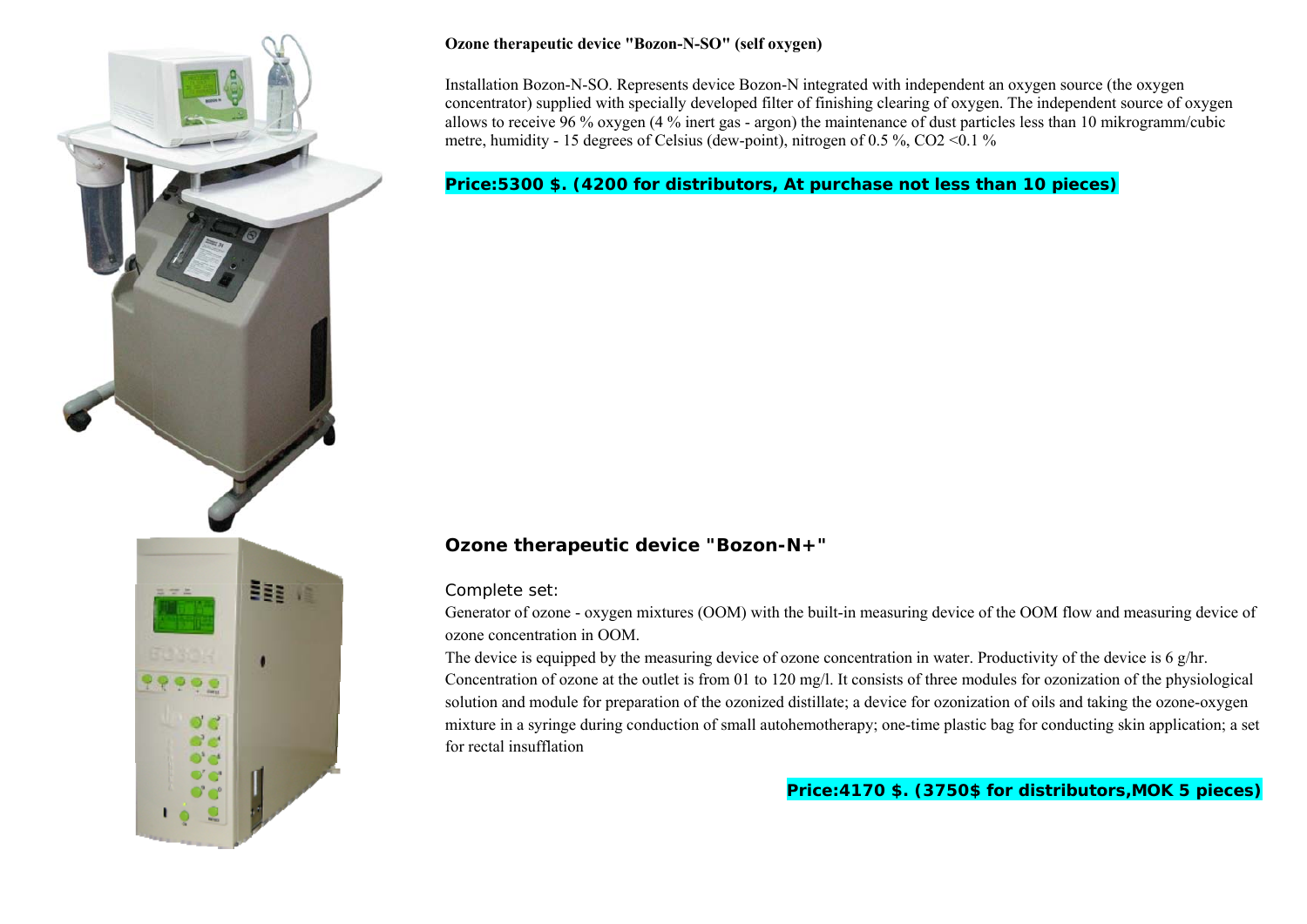**Ozone therapeutic device "Bozon-N-SO" (self oxygen)**

Installation Bozon-N-SO. Represents device Bozon-N integrated with independent an oxygen source (the oxygen concentrator) supplied with specially developed filter of finishing clearing of oxygen. The independent source of oxygen allows to receive 96 % oxygen (4 % inert gas - argon) the maintenance of dust particles less than 10 mikrogramm/cubic metre, humidity - 15 degrees of Celsius (dew-point), nitrogen of 0.5 %, $CO_2$ <0.1 %

**Price:5300 $. (4200 for distributors, At purchase not less than 10 pieces)**

**Ozone therapeutic device "Bozon-N+"**

Complete set:

Generator of ozone - oxygen mixtures (OOM) with the built-in measuring device of the OOM flow and measuring device of ozone concentration in OOM.

The device is equipped by the measuring device of ozone concentration in water. Productivity of the device is 6 g/hr. Concentration of ozone at the outlet is from 01 to 120 mg/l. It consists of three modules for ozonization of the physiological solution and module for preparation of the ozonized distillate; a device for ozonization of oils and taking the ozone-oxygen mixture in a syringe during conduction of small autohemotherapy; one-time plastic bag for conducting skin application; a set for rectal insufflation

**Price:4170 $. (3750$ for distributors,MOK 5 pieces)**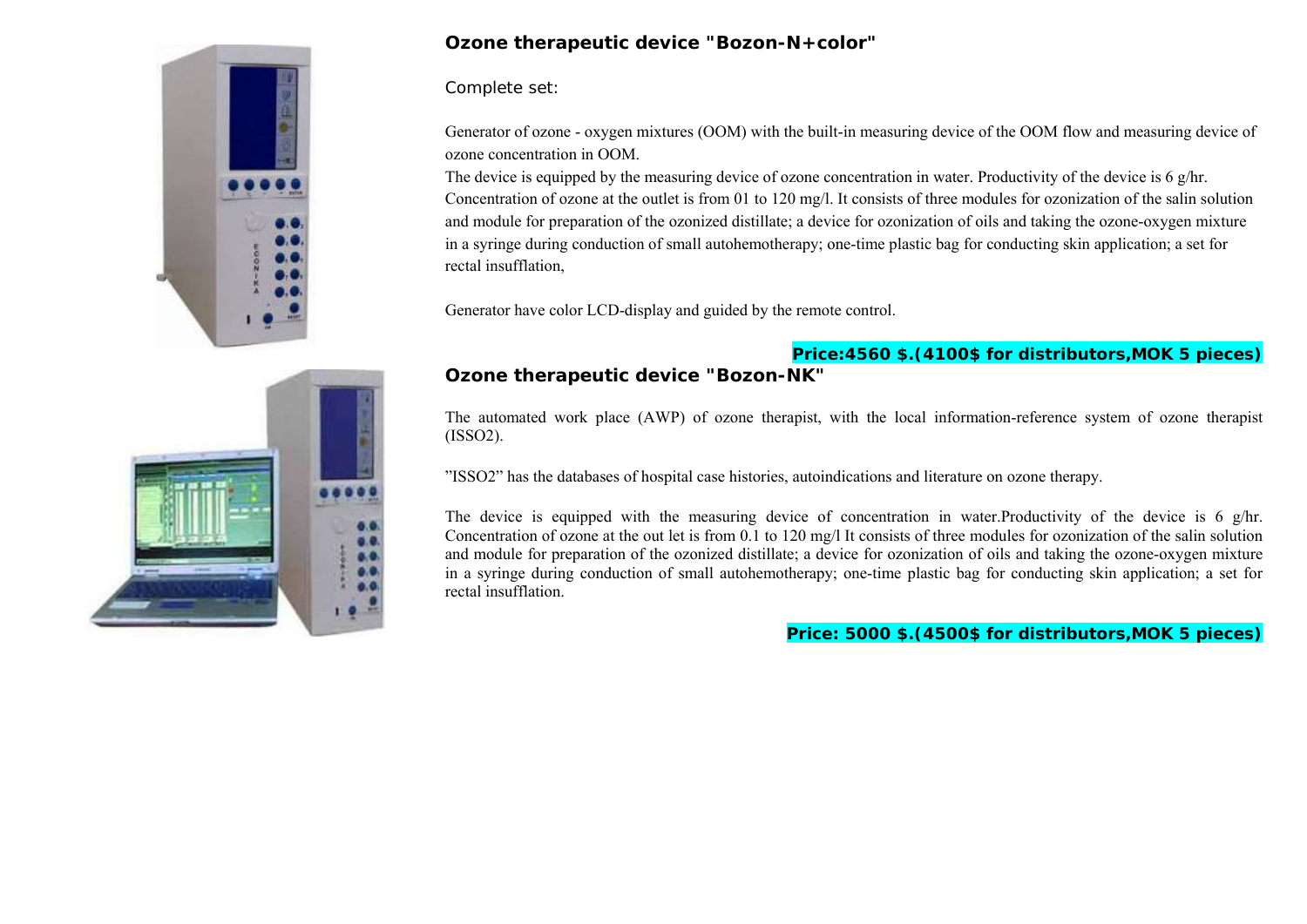### Ozone therapeutic device "Bozon-N+color"

Complete set:

Generator of ozone - oxygen mixtures (OOM) with the built-in measuring device of the OOM flow and measuring device of ozone concentration in OOM.
The device is equipped by the measuring device of ozone concentration in water. Productivity of the device is 6 g/hr. Concentration of ozone at the outlet is from 01 to 120 mg/l. It consists of three modules for ozonization of the salin solution and module for preparation of the ozonized distillate; a device for ozonization of oils and taking the ozone-oxygen mixture in a syringe during conduction of small autohemotherapy; one-time plastic bag for conducting skin application; a set for rectal insufflation,

Generator have color LCD-display and guided by the remote control.

**Price:4560 $.(4100$ for distributors,MOK 5 pieces)**

### Ozone therapeutic device "Bozon-NK"

The automated work place (AWP) of ozone therapist, with the local information-reference system of ozone therapist (ISSO2).

"ISSO2" has the databases of hospital case histories, autoindications and literature on ozone therapy.

The device is equipped with the measuring device of concentration in water.Productivity of the device is 6 g/hr. Concentration of ozone at the out let is from 0.1 to 120 mg/l It consists of three modules for ozonization of the salin solution and module for preparation of the ozonized distillate; a device for ozonization of oils and taking the ozone-oxygen mixture in a syringe during conduction of small autohemotherapy; one-time plastic bag for conducting skin application; a set for rectal insufflation.

**Price: 5000 $.(4500$ for distributors,MOK 5 pieces)**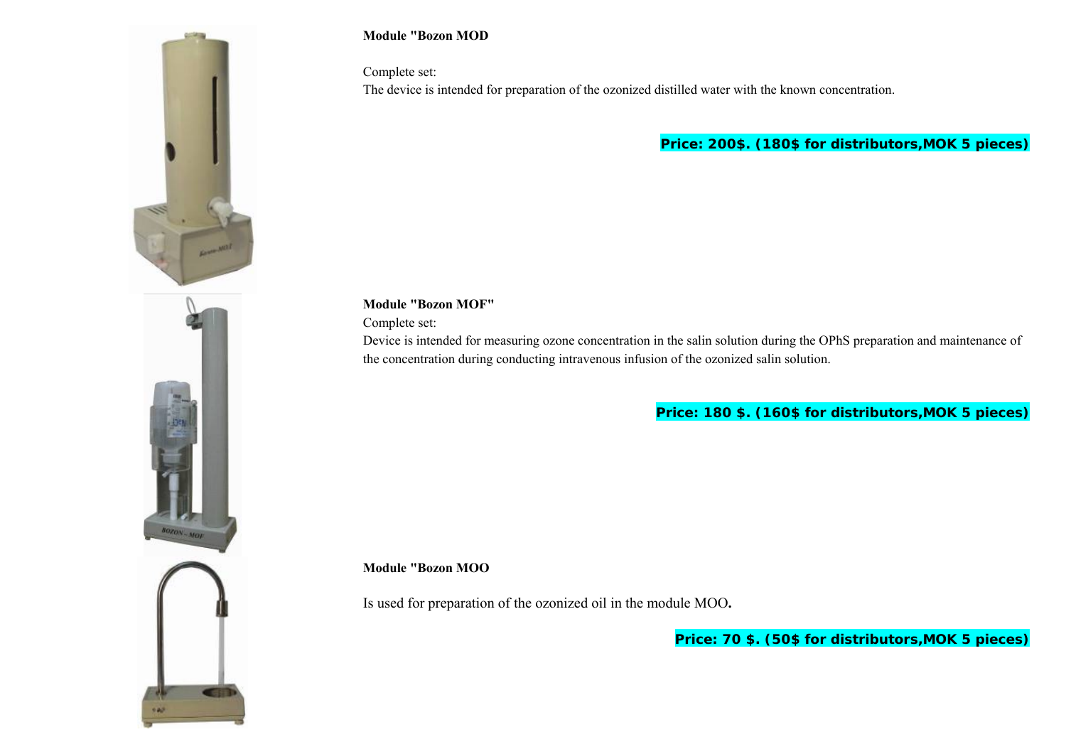**Module "Bozon MOD**

Complete set:
The device is intended for preparation of the ozonized distilled water with the known concentration.

**Price: 200$. (180$ for distributors,MOK 5 pieces)**

**Module "Bozon MOF"**
Complete set:
Device is intended for measuring ozone concentration in the salin solution during the OPhS preparation and maintenance of the concentration during conducting intravenous infusion of the ozonized salin solution.

**Price: 180 $. (160$ for distributors,MOK 5 pieces)**

**Module "Bozon MOO**

Is used for preparation of the ozonized oil in the module MOO**.**

**Price: 70 $. (50$ for distributors,MOK 5 pieces)**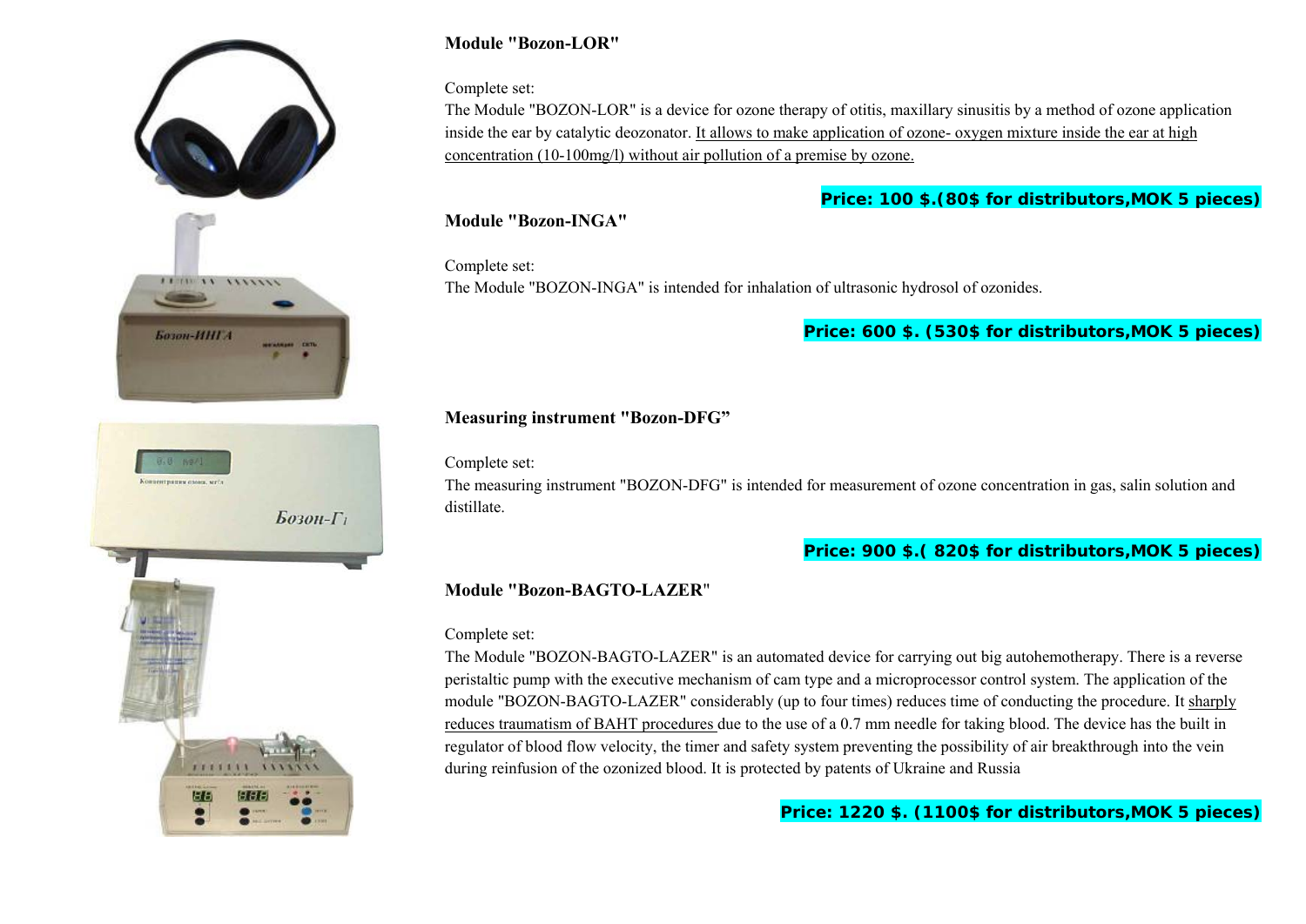**Module "Bozon-LOR"**

Complete set:

The Module "BOZON-LOR" is a device for ozone therapy of otitis, maxillary sinusitis by a method of ozone application inside the ear by catalytic deozonator. It allows to make application of ozone- oxygen mixture inside the ear at high concentration (10-100mg/l) without air pollution of a premise by ozone.

**Price: 100 $.(80$ for distributors,MOK 5 pieces)**

**Module "Bozon-INGA"**

Complete set:

The Module "BOZON-INGA" is intended for inhalation of ultrasonic hydrosol of ozonides.

**Price: 600 $. (530$ for distributors,MOK 5 pieces)**

**Measuring instrument "Bozon-DFG"**

Complete set:

The measuring instrument "BOZON-DFG" is intended for measurement of ozone concentration in gas, salin solution and distillate.

**Price: 900 $.( 820$ for distributors,MOK 5 pieces)**

**Module "Bozon-BAGTO-LAZER"**

Complete set:

The Module "BOZON-BAGTO-LAZER" is an automated device for carrying out big autohemotherapy. There is a reverse peristaltic pump with the executive mechanism of cam type and a microprocessor control system. The application of the module "BOZON-BAGTO-LAZER" considerably (up to four times) reduces time of conducting the procedure. It sharply reduces traumatism of BAHT procedures due to the use of a 0.7 mm needle for taking blood. The device has the built in regulator of blood flow velocity, the timer and safety system preventing the possibility of air breakthrough into the vein during reinfusion of the ozonized blood. It is protected by patents of Ukraine and Russia

**Price: 1220 $. (1100$ for distributors,MOK 5 pieces)**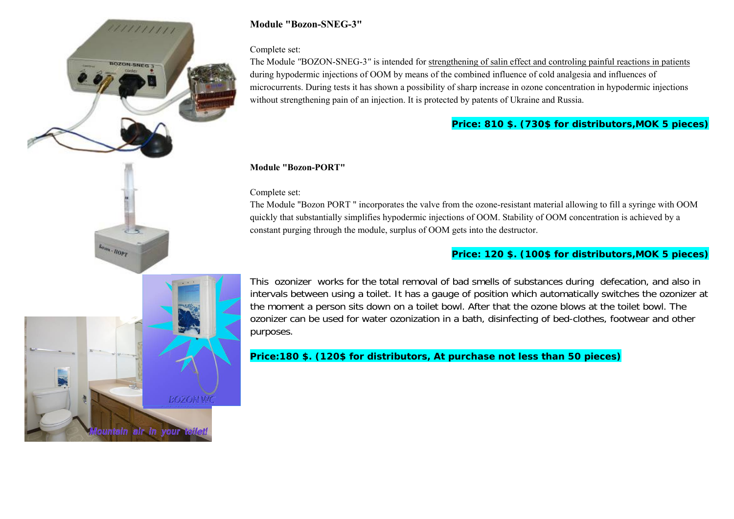**Module "Bozon-SNEG-3"**

Complete set:

The Module "BOZON-SNEG-3" is intended for strengthening of salin effect and controling painful reactions in patients during hypodermic injections of OOM by means of the combined influence of cold analgesia and influences of microcurrents. During tests it has shown a possibility of sharp increase in ozone concentration in hypodermic injections without strengthening pain of an injection. It is protected by patents of Ukraine and Russia.

**Price: 810 $. (730$ for distributors,MOK 5 pieces)**

**Module "Bozon-PORT"**

Complete set:

The Module "Bozon PORT " incorporates the valve from the ozone-resistant material allowing to fill a syringe with OOM quickly that substantially simplifies hypodermic injections of OOM. Stability of OOM concentration is achieved by a constant purging through the module, surplus of OOM gets into the destructor.

**Price: 120 $. (100$ for distributors,MOK 5 pieces)**

This ozonizer works for the total removal of bad smells of substances during defecation, and also in intervals between using a toilet. It has a gauge of position which automatically switches the ozonizer at the moment a person sits down on a toilet bowl. After that the ozone blows at the toilet bowl. The ozonizer can be used for water ozonization in a bath, disinfecting of bed-clothes, footwear and other purposes.

**Price:180 $. (120$ for distributors, At purchase not less than 50 pieces)**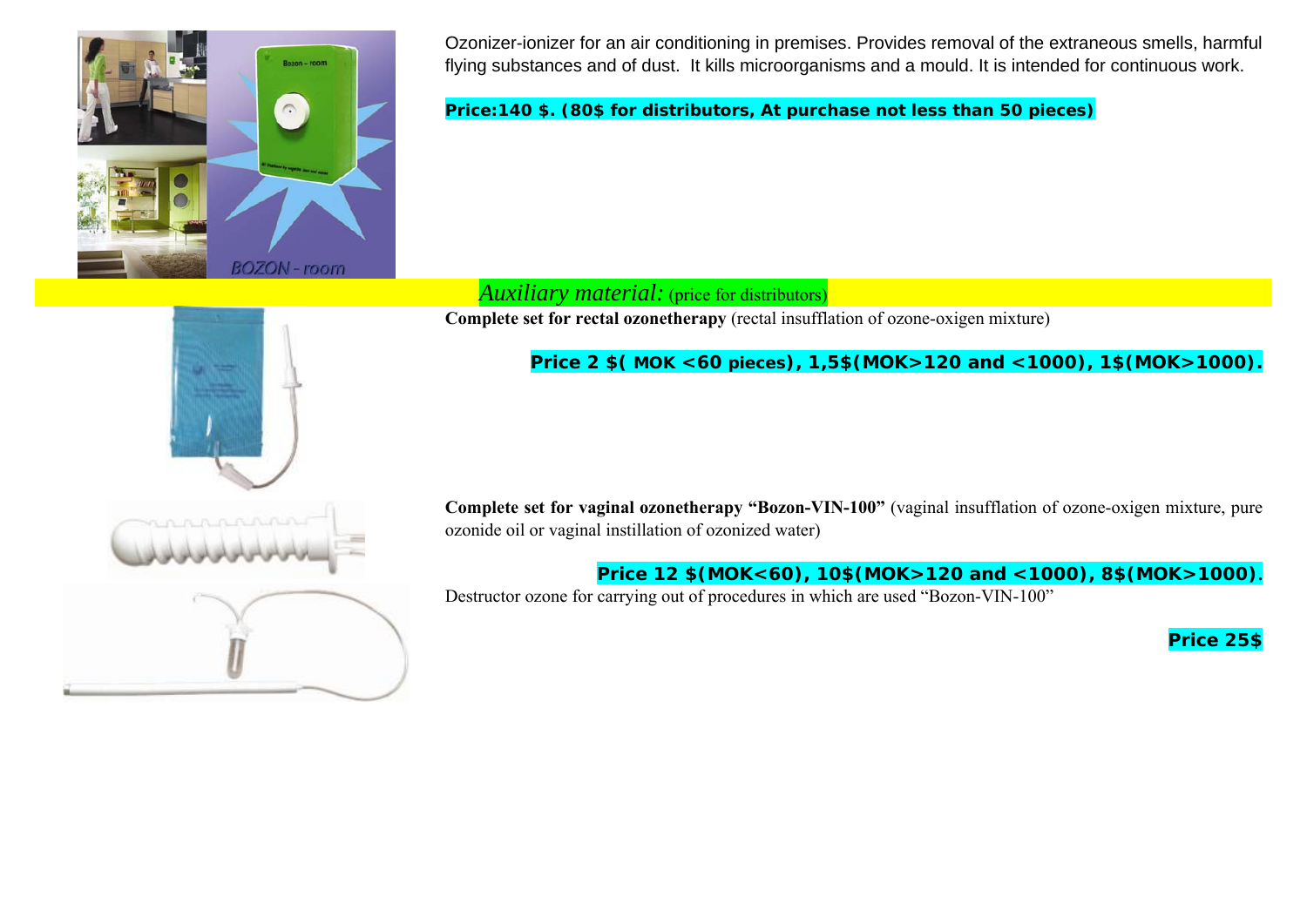Ozonizer-ionizer for an air conditioning in premises. Provides removal of the extraneous smells, harmful flying substances and of dust. It kills microorganisms and a mould. It is intended for continuous work.

**Price:140 $. (80$ for distributors, At purchase not less than 50 pieces)**

## *Auxiliary material:* (price for distributors)

**Complete set for rectal ozonetherapy** (rectal insufflation of ozone-oxigen mixture)

**Price 2 $( MOK <60 pieces), 1,5$(MOK>120 and <1000), 1$(MOK>1000).**

**Complete set for vaginal ozonetherapy "Bozon-VIN-100"** (vaginal insufflation of ozone-oxigen mixture, pure ozonide oil or vaginal instillation of ozonized water)

**Price 12 $(MOK<60), 10$(MOK>120 and <1000), 8$(MOK>1000).**

Destructor ozone for carrying out of procedures in which are used "Bozon-VIN-100"

**Price 25$**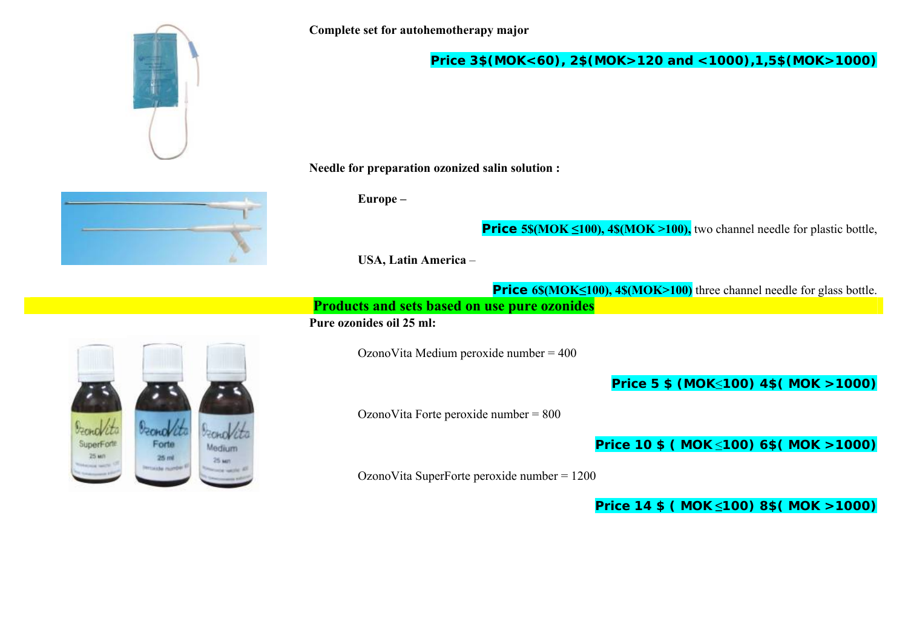**Complete set for autohemotherapy major**

**Price 3$(MOK<60), 2$(MOK>120 and <1000),1,5$(MOK>1000)**

**Needle for preparation ozonized salin solution :**

**Europe –**

**Price 5$(MOK ≤100), 4$(MOK >100),** two channel needle for plastic bottle,

**USA, Latin America** –

**Price 6$(MOK≤100), 4$(MOK>100)** three channel needle for glass bottle.

## Products and sets based on use pure ozonides

**Pure ozonides oil 25 ml:**

OzonoVita Medium peroxide number = 400

**Price 5 $ (MOK≤100) 4$( MOK >1000)**

OzonoVita Forte peroxide number = 800

**Price 10 $ ( MOK ≤100) 6$( MOK >1000)**

OzonoVita SuperForte peroxide number = 1200

**Price 14 $ ( MOK ≤100) 8$( MOK >1000)**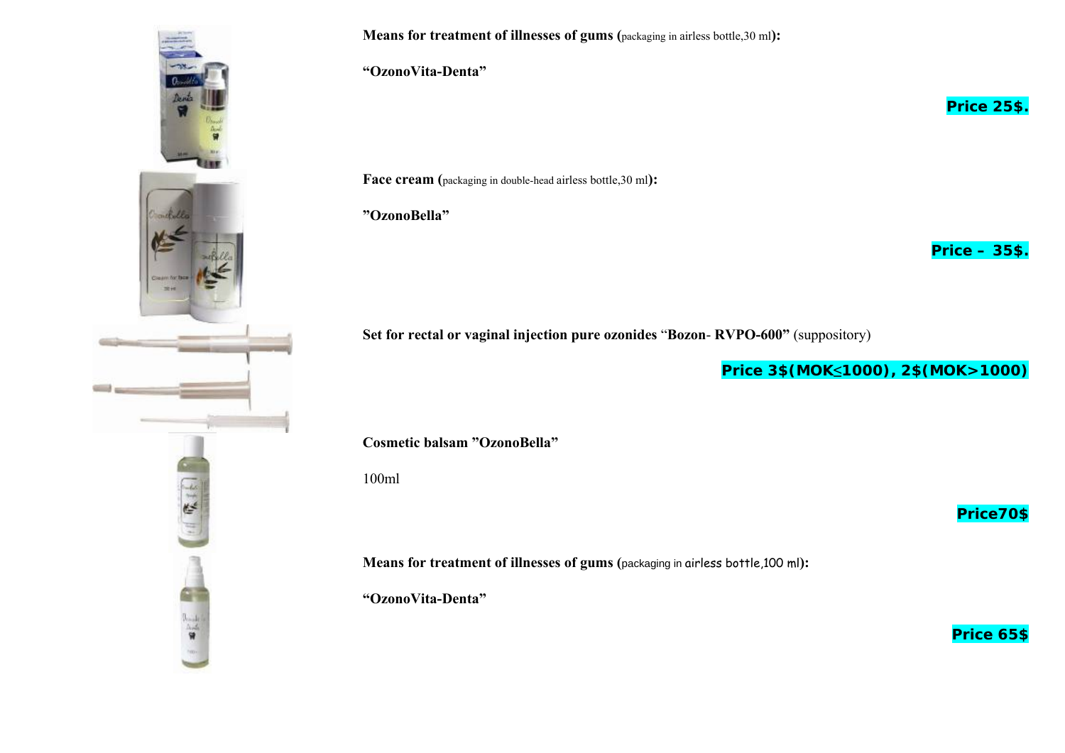**Means for treatment of illnesses of gums (**packaging in airless bottle,30 ml**):**

**"OzonoVita-Denta"**

**Price 25$.**

**Face cream (**packaging in double-head airless bottle,30 ml**):**

**"OzonoBella"**

**Price – 35$.**

**Set for rectal or vaginal injection pure ozonides** "**Bozon**- **RVPO-600"** (suppository)

**Price 3$(MOK≤1000), 2$(MOK>1000)**

**Cosmetic balsam "OzonoBella"**

100ml

**Price70$**

**Means for treatment of illnesses of gums (**packaging in airless bottle,100 ml**):**

**"OzonoVita-Denta"**

**Price 65$**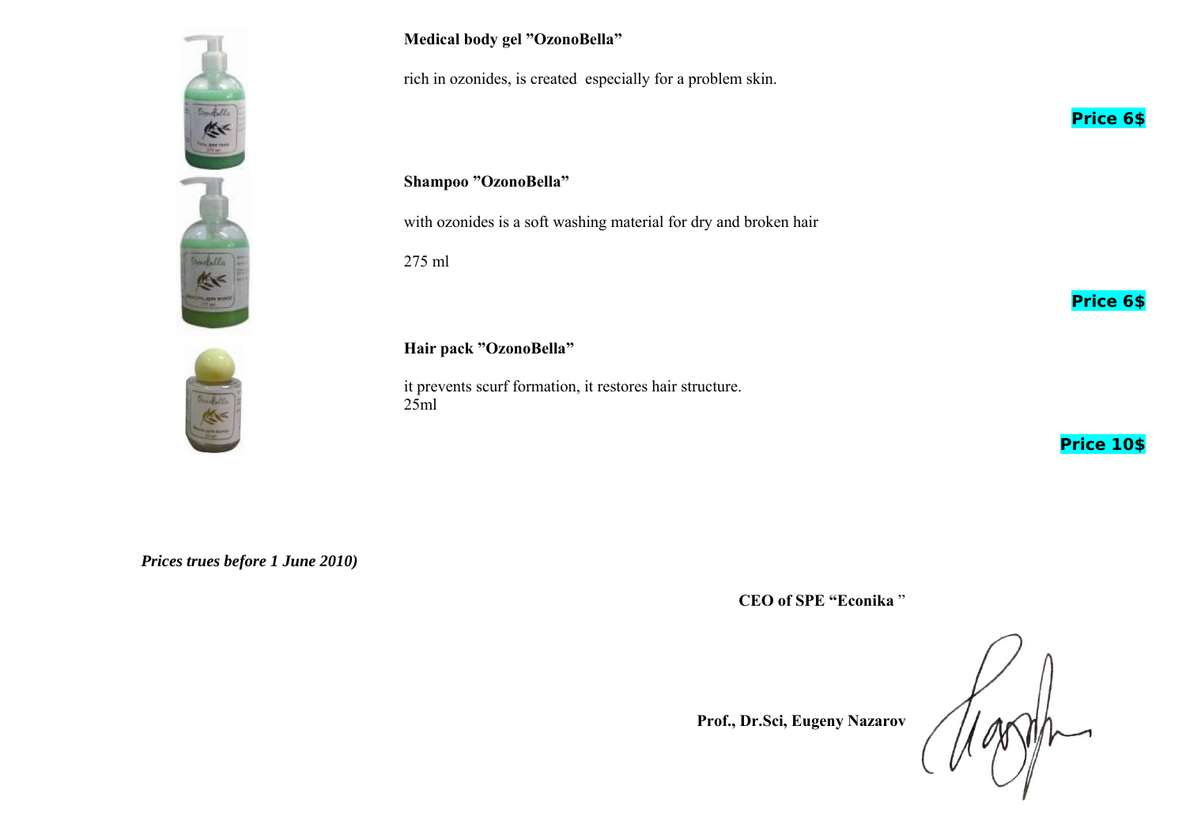**Medical body gel ”OzonoBella”**

rich in ozonides, is created especially for a problem skin.

**Price 6$**

**Shampoo ”OzonoBella”**

with ozonides is a soft washing material for dry and broken hair

275 ml

**Price 6$**

**Hair pack ”OzonoBella”**

it prevents scurf formation, it restores hair structure.
25ml

**Price 10$**

***Prices trues before 1 June 2010)***

**CEO of SPE “Econika** ”

**Prof., Dr.Sci, Eugeny Nazarov**